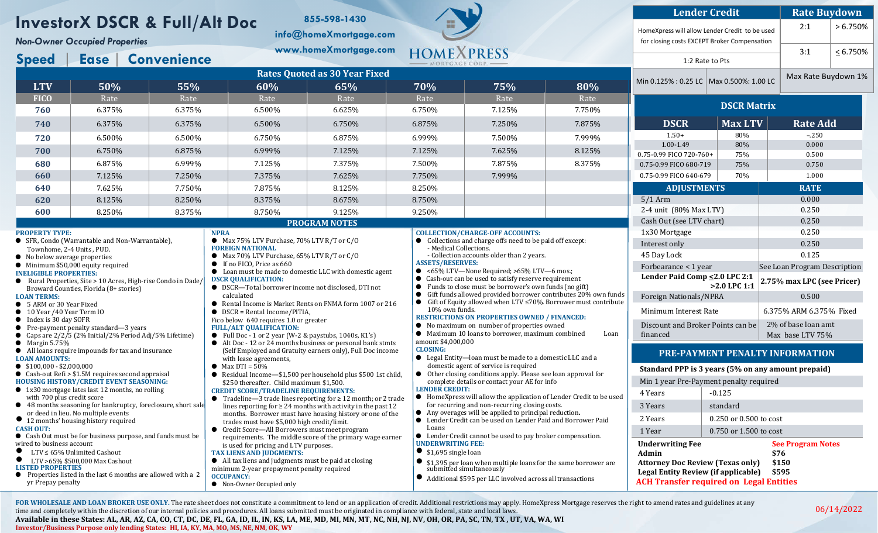# InvestorX DSCR & Full/Alt Doc

*Non-Owner Occupied Properties*

## Speed | Ease | Convenience

855-598-1430
info@homeXmortgage.com
www.homeXmortgage.com

HOMEXPRESS MORTGAGE CORP.

| Lender Credit | | Rate Buydown | |
|---|---|---|---|
| HomeXpress will allow Lender Credit to be used for closing costs EXCEPT Broker Compensation | | 2:1 | > 6.750% |
| 1:2 Rate to Pts | | 3:1 | ≤ 6.750% |
| Min 0.125% : 0.25 LC | Max 0.500%: 1.00 LC | Max Rate Buydown 1% | |

## Rates Quoted as 30 Year Fixed

| LTV | 50% | 55% | 60% | 65% | 70% | 75% | 80% |
|---|---|---|---|---|---|---|---|
| FICO | Rate | Rate | Rate | Rate | Rate | Rate | Rate |
| 760 | 6.375% | 6.375% | 6.500% | 6.625% | 6.750% | 7.125% | 7.750% |
| 740 | 6.375% | 6.375% | 6.500% | 6.750% | 6.875% | 7.250% | 7.875% |
| 720 | 6.500% | 6.500% | 6.750% | 6.875% | 6.999% | 7.500% | 7.999% |
| 700 | 6.750% | 6.875% | 6.999% | 7.125% | 7.125% | 7.625% | 8.125% |
| 680 | 6.875% | 6.999% | 7.125% | 7.375% | 7.500% | 7.875% | 8.375% |
| 660 | 7.125% | 7.250% | 7.375% | 7.625% | 7.750% | 7.999% | |
| 640 | 7.625% | 7.750% | 7.875% | 8.125% | 8.250% | | |
| 620 | 8.125% | 8.250% | 8.375% | 8.675% | 8.750% | | |
| 600 | 8.250% | 8.375% | 8.750% | 9.125% | 9.250% | | |

## DSCR Matrix

| DSCR | Max LTV | Rate Add |
|---|---|---|
| 1.50+ | 80% | -.250 |
| 1.00-1.49 | 80% | 0.000 |
| 0.75-0.99 FICO 720-760+ | 75% | 0.500 |
| 0.75-0.99 FICO 680-719 | 75% | 0.750 |
| 0.75-0.99 FICO 640-679 | 70% | 1.000 |

| ADJUSTMENTS | RATE |
|---|---|
| 5/1 Arm | 0.000 |
| 2-4 unit (80% Max LTV) | 0.250 |
| Cash Out (see LTV chart) | 0.250 |
| 1x30 Mortgage | 0.250 |
| Interest only | 0.250 |
| 45 Day Lock | 0.125 |
| Forbearance < 1 year | See Loan Program Description |
| Lender Paid Comp ≤2.0 LPC 2:1 >2.0 LPC 1:1 | 2.75% max LPC (see Pricer) |
| Foreign Nationals/NPRA | 0.500 |
| Minimum Interest Rate | 6.375% ARM 6.375% Fixed |
| Discount and Broker Points can be financed | 2% of base loan amt Max base LTV 75% |

## PRE-PAYMENT PENALTY INFORMATION

**Standard PPP is 3 years (5% on any amount prepaid)**

| Min 1 year Pre-Payment penalty required | |
|---|---|
| 4 Years | -0.125 |
| 3 Years | standard |
| 2 Years | 0.250 or 0.500 to cost |
| 1 Year | 0.750 or 1.500 to cost |

| | |
|---|---|
| **Underwriting Fee** | **See Program Notes** |
| **Admin** | **$76** |
| **Attorney Doc Review (Texas only)** | **$150** |
| **Legal Entity Review (if applicable)** | **$595** |

**ACH Transfer required on Legal Entities**

## PROGRAM NOTES

**PROPERTY TYPE:**
- SFR, Condo (Warrantable and Non-Warrantable), Townhome, 2-4 Units, PUD.
- No below average properties
- Minimum $50,000 equity required

**INELIGIBLE PROPERTIES:**
- Rural Properties, Site > 10 Acres, High-rise Condo in Dade/ Broward Counties, Florida (8+ stories)

**LOAN TERMS:**
- 5 ARM or 30 Year Fixed
- 10 Year /40 Year Term IO
- Index is 30 day SOFR
- Pre-payment penalty standard—3 years
- Caps are 2/2/5 (2% Initial/2% Period Adj/5% Lifetime)
- Margin 5.75%
- All loans require impounds for tax and insurance

**LOAN AMOUNTS:**
- $100,000 - $2,000,000
- Cash-out Refi > $1.5M requires second appraisal

**HOUSING HISTORY/CREDIT EVENT SEASONING:**
- 1x30 mortgage lates last 12 months, no rolling with 700 plus credit score
- 48 months seasoning for bankruptcy, foreclosure, short sale or deed in lieu. No multiple events
- 12 months' housing history required

**CASH OUT:**
- Cash Out must be for business purpose, and funds must be wired to business account
- LTV ≤ 65% Unlimited Cashout
- LTV >65% $500,000 Max Cashout

**LISTED PROPERTIES**
- Properties listed in the last 6 months are allowed with a 2 yr Prepay penalty

**NPRA**
- Max 75% LTV Purchase, 70% LTV R/T or C/O

**FOREIGN NATIONAL**
- Max 70% LTV Purchase, 65% LTV R/T or C/O
- If no FICO, Price as 660
- Loan must be made to domestic LLC with domestic agent

**DSCR QUALIFICATION:**
- DSCR—Total borrower income not disclosed, DTI not calculated
- Rental Income is Market Rents on FNMA form 1007 or 216
- DSCR = Rental Income/PITIA,

Fico below 640 requires 1.0 or greater

**FULL/ALT QUALIFICATION:**
- Full Doc - 1 or 2 year (W-2 & paystubs, 1040s, K1's)
- Alt Doc - 12 or 24 months business or personal bank stmts (Self Employed and Gratuity earners only), Full Doc income with lease agreements,
- Max DTI = 50%
- Residual Income—$1,500 per household plus $500 1st child, $250 thereafter. Child maximum $1,500.

**CREDIT SCORE/TRADELINE REQUIREMENTS:**
- Tradeline—3 trade lines reporting for ≥ 12 month; or 2 trade lines reporting for ≥ 24 months with activity in the past 12 months. Borrower must have housing history or one of the trades must have $5,000 high credit/limit.
- Credit Score—All Borrowers must meet program requirements. The middle score of the primary wage earner is used for pricing and LTV purposes.

**TAX LIENS AND JUDGMENTS:**
- All tax liens and judgments must be paid at closing

minimum 2-year prepayment penalty required

**OCCUPANCY:**
- Non-Owner Occupied only

**COLLECTION/CHARGE-OFF ACCOUNTS:**
- Collections and charge offs need to be paid off except:
  - Medical Collections.
  - Collection accounts older than 2 years.

**ASSETS/RESERVES:**
- <65% LTV—None Required; >65% LTV—6 mos.;
- Cash-out can be used to satisfy reserve requirement
- Funds to close must be borrower's own funds (no gift)
- Gift funds allowed provided borrower contributes 20% own funds
- Gift of Equity allowed when LTV ≤70%. Borrower must contribute 10% own funds.

**RESTRICTIONS ON PROPERTIES OWNED / FINANCED:**
- No maximum on number of properties owned
- Maximum 10 loans to borrower, maximum combined Loan amount $4,000,000

**CLOSING:**
- Legal Entity—loan must be made to a domestic LLC and a domestic agent of service is required
- Other closing conditions apply. Please see loan approval for complete details or contact your AE for info

**LENDER CREDIT:**
- HomeXpress will allow the application of Lender Credit to be used for recurring and non-recurring closing costs.
- Any overages will be applied to principal reduction.
- Lender Credit can be used on Lender Paid and Borrower Paid Loans
- Lender Credit cannot be used to pay broker compensation.

**UNDERWRITING FEE:**
- $1,695 single loan
- $1,395 per loan when multiple loans for the same borrower are submitted simultaneously
- Additional $595 per LLC involved across all transactions

**FOR WHOLESALE AND LOAN BROKER USE ONLY.** The rate sheet does not constitute a commitment to lend or an application of credit. Additional restrictions may apply. HomeXpress Mortgage reserves the right to amend rates and guidelines at any time and completely within the discretion of our internal policies and procedures. All loans submitted must be originated in compliance with federal, state and local laws.

**Available in these States: AL, AR, AZ, CA, CO, CT, DC, DE, FL, GA, ID, IL, IN, KS, LA, ME, MD, MI, MN, MT, NC, NH, NJ, NV, OH, OR, PA, SC, TN, TX , UT, VA, WA, WI**

**Investor/Business Purpose only lending States: HI, IA, KY, MA, MO, MS, NE, NM, OK, WY**

06/14/2022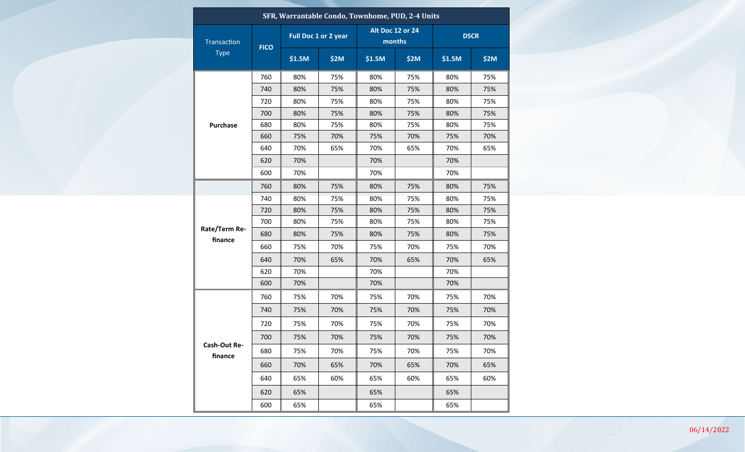| SFR, Warrantable Condo, Townhome, PUD, 2-4 Units | | | | | | | |
|---|---|---|---|---|---|---|---|
| Transaction Type | FICO | Full Doc 1 or 2 year | | Alt Doc 12 or 24 months | | DSCR | |
| | | $1.5M | $2M | $1.5M | $2M | $1.5M | $2M |
| Purchase | 760 | 80% | 75% | 80% | 75% | 80% | 75% |
| | 740 | 80% | 75% | 80% | 75% | 80% | 75% |
| | 720 | 80% | 75% | 80% | 75% | 80% | 75% |
| | 700 | 80% | 75% | 80% | 75% | 80% | 75% |
| | 680 | 80% | 75% | 80% | 75% | 80% | 75% |
| | 660 | 75% | 70% | 75% | 70% | 75% | 70% |
| | 640 | 70% | 65% | 70% | 65% | 70% | 65% |
| | 620 | 70% | | 70% | | 70% | |
| | 600 | 70% | | 70% | | 70% | |
| Rate/Term Re-finance | 760 | 80% | 75% | 80% | 75% | 80% | 75% |
| | 740 | 80% | 75% | 80% | 75% | 80% | 75% |
| | 720 | 80% | 75% | 80% | 75% | 80% | 75% |
| | 700 | 80% | 75% | 80% | 75% | 80% | 75% |
| | 680 | 80% | 75% | 80% | 75% | 80% | 75% |
| | 660 | 75% | 70% | 75% | 70% | 75% | 70% |
| | 640 | 70% | 65% | 70% | 65% | 70% | 65% |
| | 620 | 70% | | 70% | | 70% | |
| | 600 | 70% | | 70% | | 70% | |
| Cash-Out Re-finance | 760 | 75% | 70% | 75% | 70% | 75% | 70% |
| | 740 | 75% | 70% | 75% | 70% | 75% | 70% |
| | 720 | 75% | 70% | 75% | 70% | 75% | 70% |
| | 700 | 75% | 70% | 75% | 70% | 75% | 70% |
| | 680 | 75% | 70% | 75% | 70% | 75% | 70% |
| | 660 | 70% | 65% | 70% | 65% | 70% | 65% |
| | 640 | 65% | 60% | 65% | 60% | 65% | 60% |
| | 620 | 65% | | 65% | | 65% | |
| | 600 | 65% | | 65% | | 65% | |

06/14/2022